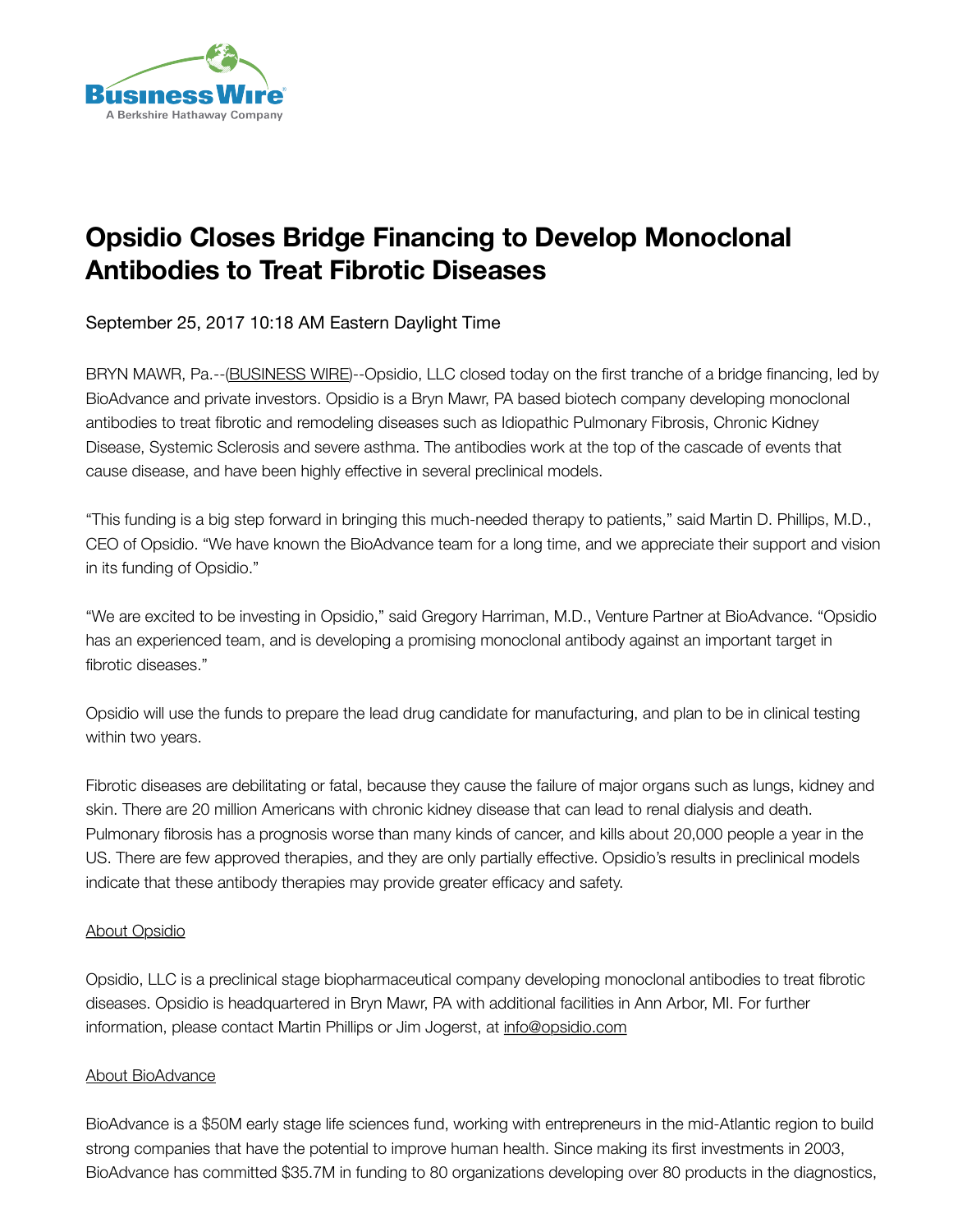# Opsidio Closes Bridge Financing to Develop Monoclonal Antibodies to Treat Fibrotic Diseases

September 25, 2017 10:18 AM Eastern Daylight Time

BRYN MAWR, Pa.--(BUSINESS WIRE)--Opsidio, LLC closed today on the first tranche of a bridge financing, led by BioAdvance and private investors. Opsidio is a Bryn Mawr, PA based biotech company developing monoclonal antibodies to treat fibrotic and remodeling diseases such as Idiopathic Pulmonary Fibrosis, Chronic Kidney Disease, Systemic Sclerosis and severe asthma. The antibodies work at the top of the cascade of events that cause disease, and have been highly effective in several preclinical models.

"This funding is a big step forward in bringing this much-needed therapy to patients," said Martin D. Phillips, M.D., CEO of Opsidio. "We have known the BioAdvance team for a long time, and we appreciate their support and vision in its funding of Opsidio."

"We are excited to be investing in Opsidio," said Gregory Harriman, M.D., Venture Partner at BioAdvance. "Opsidio has an experienced team, and is developing a promising monoclonal antibody against an important target in fibrotic diseases."

Opsidio will use the funds to prepare the lead drug candidate for manufacturing, and plan to be in clinical testing within two years.

Fibrotic diseases are debilitating or fatal, because they cause the failure of major organs such as lungs, kidney and skin. There are 20 million Americans with chronic kidney disease that can lead to renal dialysis and death. Pulmonary fibrosis has a prognosis worse than many kinds of cancer, and kills about 20,000 people a year in the US. There are few approved therapies, and they are only partially effective. Opsidio's results in preclinical models indicate that these antibody therapies may provide greater efficacy and safety.

## About Opsidio

Opsidio, LLC is a preclinical stage biopharmaceutical company developing monoclonal antibodies to treat fibrotic diseases. Opsidio is headquartered in Bryn Mawr, PA with additional facilities in Ann Arbor, MI. For further information, please contact Martin Phillips or Jim Jogerst, at info@opsidio.com

## About BioAdvance

BioAdvance is a $50M early stage life sciences fund, working with entrepreneurs in the mid-Atlantic region to build strong companies that have the potential to improve human health. Since making its first investments in 2003, BioAdvance has committed $35.7M in funding to 80 organizations developing over 80 products in the diagnostics,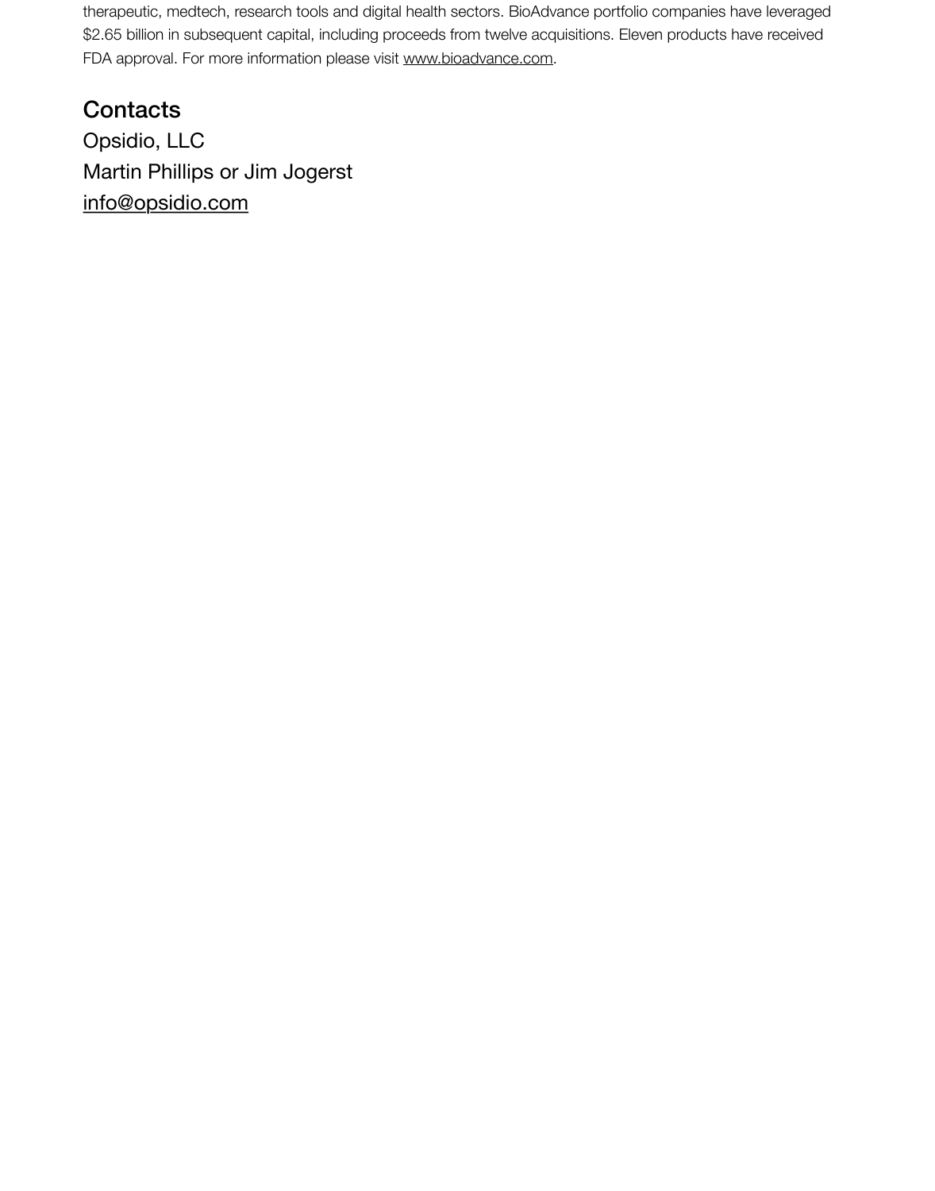therapeutic, medtech, research tools and digital health sectors. BioAdvance portfolio companies have leveraged $2.65 billion in subsequent capital, including proceeds from twelve acquisitions. Eleven products have received FDA approval. For more information please visit www.bioadvance.com.

## Contacts

Opsidio, LLC

Martin Phillips or Jim Jogerst

info@opsidio.com